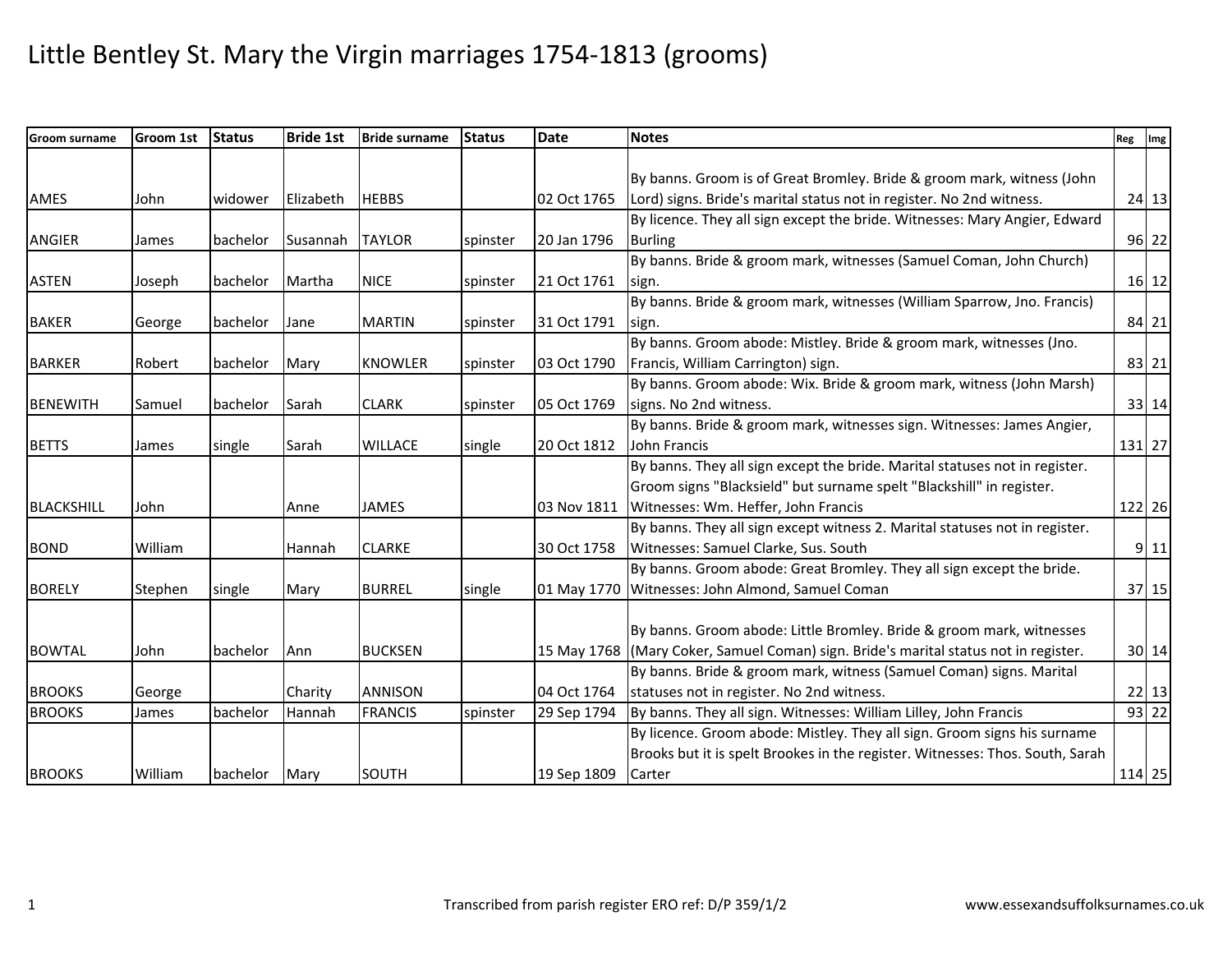# Little Bentley St. Mary the Virgin marriages 1754-1813 (grooms)

| Groom surname | Groom 1st | Status | Bride 1st | Bride surname | Status | Date | Notes | Reg | Img |
|---|---|---|---|---|---|---|---|---|---|
| AMES | John | widower | Elizabeth | HEBBS | | 02 Oct 1765 | By banns. Groom is of Great Bromley. Bride & groom mark, witness (John Lord) signs. Bride's marital status not in register. No 2nd witness. | 24 | 13 |
| ANGIER | James | bachelor | Susannah | TAYLOR | spinster | 20 Jan 1796 | By licence. They all sign except the bride. Witnesses: Mary Angier, Edward Burling | 96 | 22 |
| ASTEN | Joseph | bachelor | Martha | NICE | spinster | 21 Oct 1761 | By banns. Bride & groom mark, witnesses (Samuel Coman, John Church) sign. | 16 | 12 |
| BAKER | George | bachelor | Jane | MARTIN | spinster | 31 Oct 1791 | By banns. Bride & groom mark, witnesses (William Sparrow, Jno. Francis) sign. | 84 | 21 |
| BARKER | Robert | bachelor | Mary | KNOWLER | spinster | 03 Oct 1790 | By banns. Groom abode: Mistley. Bride & groom mark, witnesses (Jno. Francis, William Carrington) sign. | 83 | 21 |
| BENEWITH | Samuel | bachelor | Sarah | CLARK | spinster | 05 Oct 1769 | By banns. Groom abode: Wix. Bride & groom mark, witness (John Marsh) signs. No 2nd witness. | 33 | 14 |
| BETTS | James | single | Sarah | WILLACE | single | 20 Oct 1812 | By banns. Bride & groom mark, witnesses sign. Witnesses: James Angier, John Francis | 131 | 27 |
| BLACKSHILL | John | | Anne | JAMES | | 03 Nov 1811 | By banns. They all sign except the bride. Marital statuses not in register. Groom signs "Blacksield" but surname spelt "Blackshill" in register. Witnesses: Wm. Heffer, John Francis | 122 | 26 |
| BOND | William | | Hannah | CLARKE | | 30 Oct 1758 | By banns. They all sign except witness 2. Marital statuses not in register. Witnesses: Samuel Clarke, Sus. South | 9 | 11 |
| BORELY | Stephen | single | Mary | BURREL | single | 01 May 1770 | By banns. Groom abode: Great Bromley. They all sign except the bride. Witnesses: John Almond, Samuel Coman | 37 | 15 |
| BOWTAL | John | bachelor | Ann | BUCKSEN | | 15 May 1768 | By banns. Groom abode: Little Bromley. Bride & groom mark, witnesses (Mary Coker, Samuel Coman) sign. Bride's marital status not in register. | 30 | 14 |
| BROOKS | George | | Charity | ANNISON | | 04 Oct 1764 | By banns. Bride & groom mark, witness (Samuel Coman) signs. Marital statuses not in register. No 2nd witness. | 22 | 13 |
| BROOKS | James | bachelor | Hannah | FRANCIS | spinster | 29 Sep 1794 | By banns. They all sign. Witnesses: William Lilley, John Francis | 93 | 22 |
| BROOKS | William | bachelor | Mary | SOUTH | | 19 Sep 1809 | By licence. Groom abode: Mistley. They all sign. Groom signs his surname Brooks but it is spelt Brookes in the register. Witnesses: Thos. South, Sarah Carter | 114 | 25 |

Transcribed from parish register ERO ref: D/P 359/1/2

www.essexandsuffolksurnames.co.uk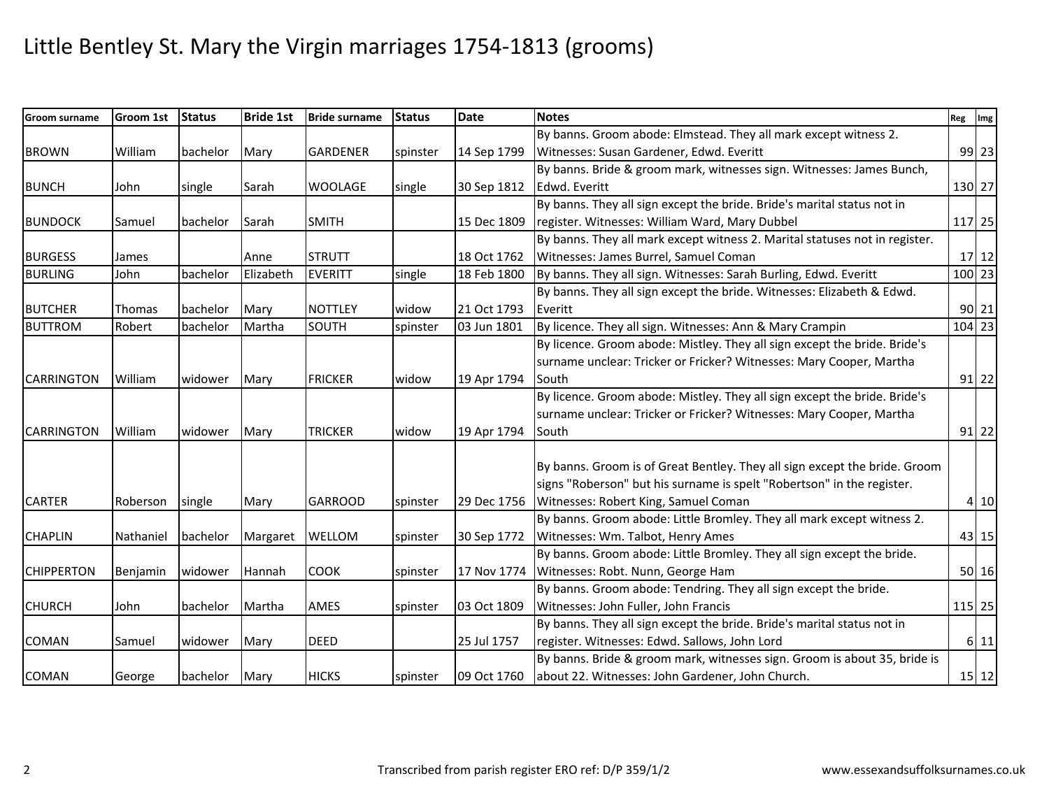# Little Bentley St. Mary the Virgin marriages 1754-1813 (grooms)

| Groom surname | Groom 1st | Status | Bride 1st | Bride surname | Status | Date | Notes | Reg | Img |
|---|---|---|---|---|---|---|---|---|---|
| BROWN | William | bachelor | Mary | GARDENER | spinster | 14 Sep 1799 | By banns. Groom abode: Elmstead. They all mark except witness 2. Witnesses: Susan Gardener, Edwd. Everitt | 99 | 23 |
| BUNCH | John | single | Sarah | WOOLAGE | single | 30 Sep 1812 | By banns. Bride & groom mark, witnesses sign. Witnesses: James Bunch, Edwd. Everitt | 130 | 27 |
| BUNDOCK | Samuel | bachelor | Sarah | SMITH | | 15 Dec 1809 | By banns. They all sign except the bride. Bride's marital status not in register. Witnesses: William Ward, Mary Dubbel | 117 | 25 |
| BURGESS | James | | Anne | STRUTT | | 18 Oct 1762 | By banns. They all mark except witness 2. Marital statuses not in register. Witnesses: James Burrel, Samuel Coman | 17 | 12 |
| BURLING | John | bachelor | Elizabeth | EVERITT | single | 18 Feb 1800 | By banns. They all sign. Witnesses: Sarah Burling, Edwd. Everitt | 100 | 23 |
| BUTCHER | Thomas | bachelor | Mary | NOTTLEY | widow | 21 Oct 1793 | By banns. They all sign except the bride. Witnesses: Elizabeth & Edwd. Everitt | 90 | 21 |
| BUTTROM | Robert | bachelor | Martha | SOUTH | spinster | 03 Jun 1801 | By licence. They all sign. Witnesses: Ann & Mary Crampin | 104 | 23 |
| CARRINGTON | William | widower | Mary | FRICKER | widow | 19 Apr 1794 | By licence. Groom abode: Mistley. They all sign except the bride. Bride's surname unclear: Tricker or Fricker? Witnesses: Mary Cooper, Martha South | 91 | 22 |
| CARRINGTON | William | widower | Mary | TRICKER | widow | 19 Apr 1794 | By licence. Groom abode: Mistley. They all sign except the bride. Bride's surname unclear: Tricker or Fricker? Witnesses: Mary Cooper, Martha South | 91 | 22 |
| CARTER | Roberson | single | Mary | GARROOD | spinster | 29 Dec 1756 | By banns. Groom is of Great Bentley. They all sign except the bride. Groom signs "Roberson" but his surname is spelt "Robertson" in the register. Witnesses: Robert King, Samuel Coman | 4 | 10 |
| CHAPLIN | Nathaniel | bachelor | Margaret | WELLOM | spinster | 30 Sep 1772 | By banns. Groom abode: Little Bromley. They all mark except witness 2. Witnesses: Wm. Talbot, Henry Ames | 43 | 15 |
| CHIPPERTON | Benjamin | widower | Hannah | COOK | spinster | 17 Nov 1774 | By banns. Groom abode: Little Bromley. They all sign except the bride. Witnesses: Robt. Nunn, George Ham | 50 | 16 |
| CHURCH | John | bachelor | Martha | AMES | spinster | 03 Oct 1809 | By banns. Groom abode: Tendring. They all sign except the bride. Witnesses: John Fuller, John Francis | 115 | 25 |
| COMAN | Samuel | widower | Mary | DEED | | 25 Jul 1757 | By banns. They all sign except the bride. Bride's marital status not in register. Witnesses: Edwd. Sallows, John Lord | 6 | 11 |
| COMAN | George | bachelor | Mary | HICKS | spinster | 09 Oct 1760 | By banns. Bride & groom mark, witnesses sign. Groom is about 35, bride is about 22. Witnesses: John Gardener, John Church. | 15 | 12 |

Transcribed from parish register ERO ref: D/P 359/1/2

www.essexandsuffolksurnames.co.uk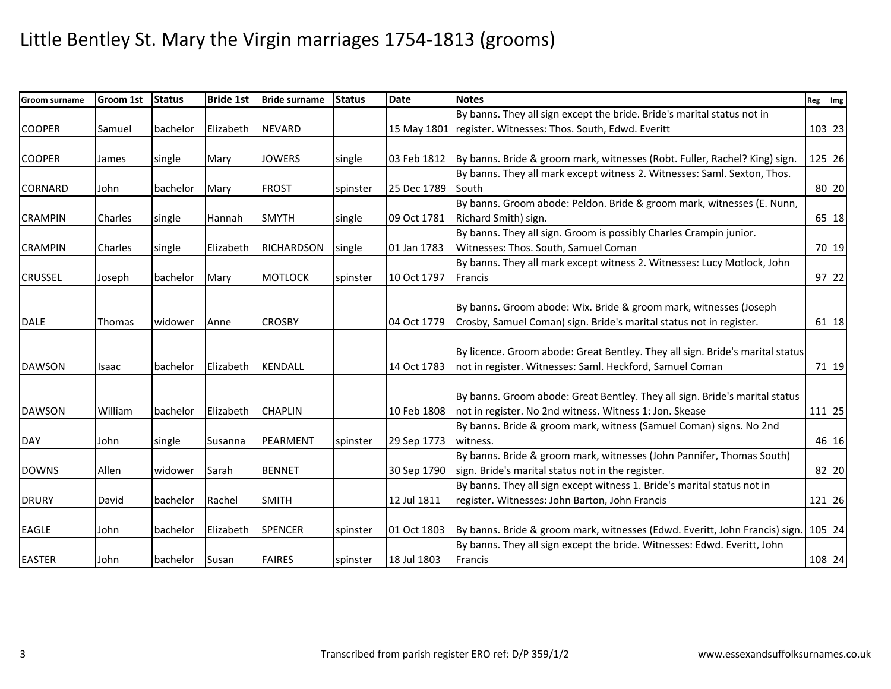# Little Bentley St. Mary the Virgin marriages 1754-1813 (grooms)

| Groom surname | Groom 1st | Status | Bride 1st | Bride surname | Status | Date | Notes | Reg | Img |
|---|---|---|---|---|---|---|---|---|---|
| COOPER | Samuel | bachelor | Elizabeth | NEVARD | | 15 May 1801 | By banns. They all sign except the bride. Bride's marital status not in register. Witnesses: Thos. South, Edwd. Everitt | 103 | 23 |
| COOPER | James | single | Mary | JOWERS | single | 03 Feb 1812 | By banns. Bride & groom mark, witnesses (Robt. Fuller, Rachel? King) sign. | 125 | 26 |
| CORNARD | John | bachelor | Mary | FROST | spinster | 25 Dec 1789 | By banns. They all mark except witness 2. Witnesses: Saml. Sexton, Thos. South | 80 | 20 |
| CRAMPIN | Charles | single | Hannah | SMYTH | single | 09 Oct 1781 | By banns. Groom abode: Peldon. Bride & groom mark, witnesses (E. Nunn, Richard Smith) sign. | 65 | 18 |
| CRAMPIN | Charles | single | Elizabeth | RICHARDSON | single | 01 Jan 1783 | By banns. They all sign. Groom is possibly Charles Crampin junior. Witnesses: Thos. South, Samuel Coman | 70 | 19 |
| CRUSSEL | Joseph | bachelor | Mary | MOTLOCK | spinster | 10 Oct 1797 | By banns. They all mark except witness 2. Witnesses: Lucy Motlock, John Francis | 97 | 22 |
| DALE | Thomas | widower | Anne | CROSBY | | 04 Oct 1779 | By banns. Groom abode: Wix. Bride & groom mark, witnesses (Joseph Crosby, Samuel Coman) sign. Bride's marital status not in register. | 61 | 18 |
| DAWSON | Isaac | bachelor | Elizabeth | KENDALL | | 14 Oct 1783 | By licence. Groom abode: Great Bentley. They all sign. Bride's marital status not in register. Witnesses: Saml. Heckford, Samuel Coman | 71 | 19 |
| DAWSON | William | bachelor | Elizabeth | CHAPLIN | | 10 Feb 1808 | By banns. Groom abode: Great Bentley. They all sign. Bride's marital status not in register. No 2nd witness. Witness 1: Jon. Skease | 111 | 25 |
| DAY | John | single | Susanna | PEARMENT | spinster | 29 Sep 1773 | By banns. Bride & groom mark, witness (Samuel Coman) signs. No 2nd witness. | 46 | 16 |
| DOWNS | Allen | widower | Sarah | BENNET | | 30 Sep 1790 | By banns. Bride & groom mark, witnesses (John Pannifer, Thomas South) sign. Bride's marital status not in the register. | 82 | 20 |
| DRURY | David | bachelor | Rachel | SMITH | | 12 Jul 1811 | By banns. They all sign except witness 1. Bride's marital status not in register. Witnesses: John Barton, John Francis | 121 | 26 |
| EAGLE | John | bachelor | Elizabeth | SPENCER | spinster | 01 Oct 1803 | By banns. Bride & groom mark, witnesses (Edwd. Everitt, John Francis) sign. | 105 | 24 |
| EASTER | John | bachelor | Susan | FAIRES | spinster | 18 Jul 1803 | By banns. They all sign except the bride. Witnesses: Edwd. Everitt, John Francis | 108 | 24 |

Transcribed from parish register ERO ref: D/P 359/1/2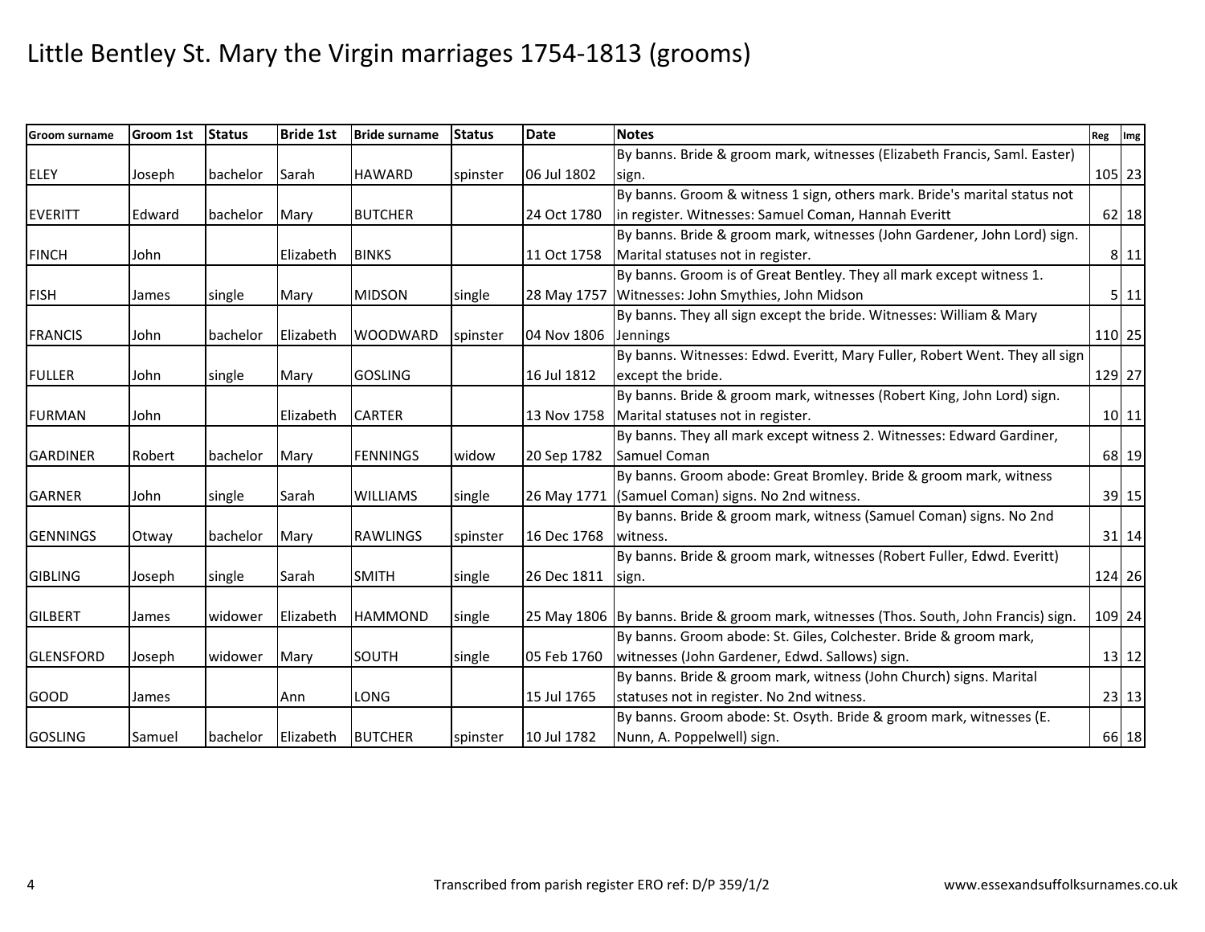# Little Bentley St. Mary the Virgin marriages 1754-1813 (grooms)

| Groom surname | Groom 1st | Status | Bride 1st | Bride surname | Status | Date | Notes | Reg | Img |
|---|---|---|---|---|---|---|---|---|---|
| ELEY | Joseph | bachelor | Sarah | HAWARD | spinster | 06 Jul 1802 | By banns. Bride & groom mark, witnesses (Elizabeth Francis, Saml. Easter) sign. | 105 | 23 |
| EVERITT | Edward | bachelor | Mary | BUTCHER | | 24 Oct 1780 | By banns. Groom & witness 1 sign, others mark. Bride's marital status not in register. Witnesses: Samuel Coman, Hannah Everitt | 62 | 18 |
| FINCH | John | | Elizabeth | BINKS | | 11 Oct 1758 | By banns. Bride & groom mark, witnesses (John Gardener, John Lord) sign. Marital statuses not in register. | 8 | 11 |
| FISH | James | single | Mary | MIDSON | single | 28 May 1757 | By banns. Groom is of Great Bentley. They all mark except witness 1. Witnesses: John Smythies, John Midson | 5 | 11 |
| FRANCIS | John | bachelor | Elizabeth | WOODWARD | spinster | 04 Nov 1806 | By banns. They all sign except the bride. Witnesses: William & Mary Jennings | 110 | 25 |
| FULLER | John | single | Mary | GOSLING | | 16 Jul 1812 | By banns. Witnesses: Edwd. Everitt, Mary Fuller, Robert Went. They all sign except the bride. | 129 | 27 |
| FURMAN | John | | Elizabeth | CARTER | | 13 Nov 1758 | By banns. Bride & groom mark, witnesses (Robert King, John Lord) sign. Marital statuses not in register. | 10 | 11 |
| GARDINER | Robert | bachelor | Mary | FENNINGS | widow | 20 Sep 1782 | By banns. They all mark except witness 2. Witnesses: Edward Gardiner, Samuel Coman | 68 | 19 |
| GARNER | John | single | Sarah | WILLIAMS | single | 26 May 1771 | By banns. Groom abode: Great Bromley. Bride & groom mark, witness (Samuel Coman) signs. No 2nd witness. | 39 | 15 |
| GENNINGS | Otway | bachelor | Mary | RAWLINGS | spinster | 16 Dec 1768 | By banns. Bride & groom mark, witness (Samuel Coman) signs. No 2nd witness. | 31 | 14 |
| GIBLING | Joseph | single | Sarah | SMITH | single | 26 Dec 1811 | By banns. Bride & groom mark, witnesses (Robert Fuller, Edwd. Everitt) sign. | 124 | 26 |
| GILBERT | James | widower | Elizabeth | HAMMOND | single | 25 May 1806 | By banns. Bride & groom mark, witnesses (Thos. South, John Francis) sign. | 109 | 24 |
| GLENSFORD | Joseph | widower | Mary | SOUTH | single | 05 Feb 1760 | By banns. Groom abode: St. Giles, Colchester. Bride & groom mark, witnesses (John Gardener, Edwd. Sallows) sign. | 13 | 12 |
| GOOD | James | | Ann | LONG | | 15 Jul 1765 | By banns. Bride & groom mark, witness (John Church) signs. Marital statuses not in register. No 2nd witness. | 23 | 13 |
| GOSLING | Samuel | bachelor | Elizabeth | BUTCHER | spinster | 10 Jul 1782 | By banns. Groom abode: St. Osyth. Bride & groom mark, witnesses (E. Nunn, A. Poppelwell) sign. | 66 | 18 |

Transcribed from parish register ERO ref: D/P 359/1/2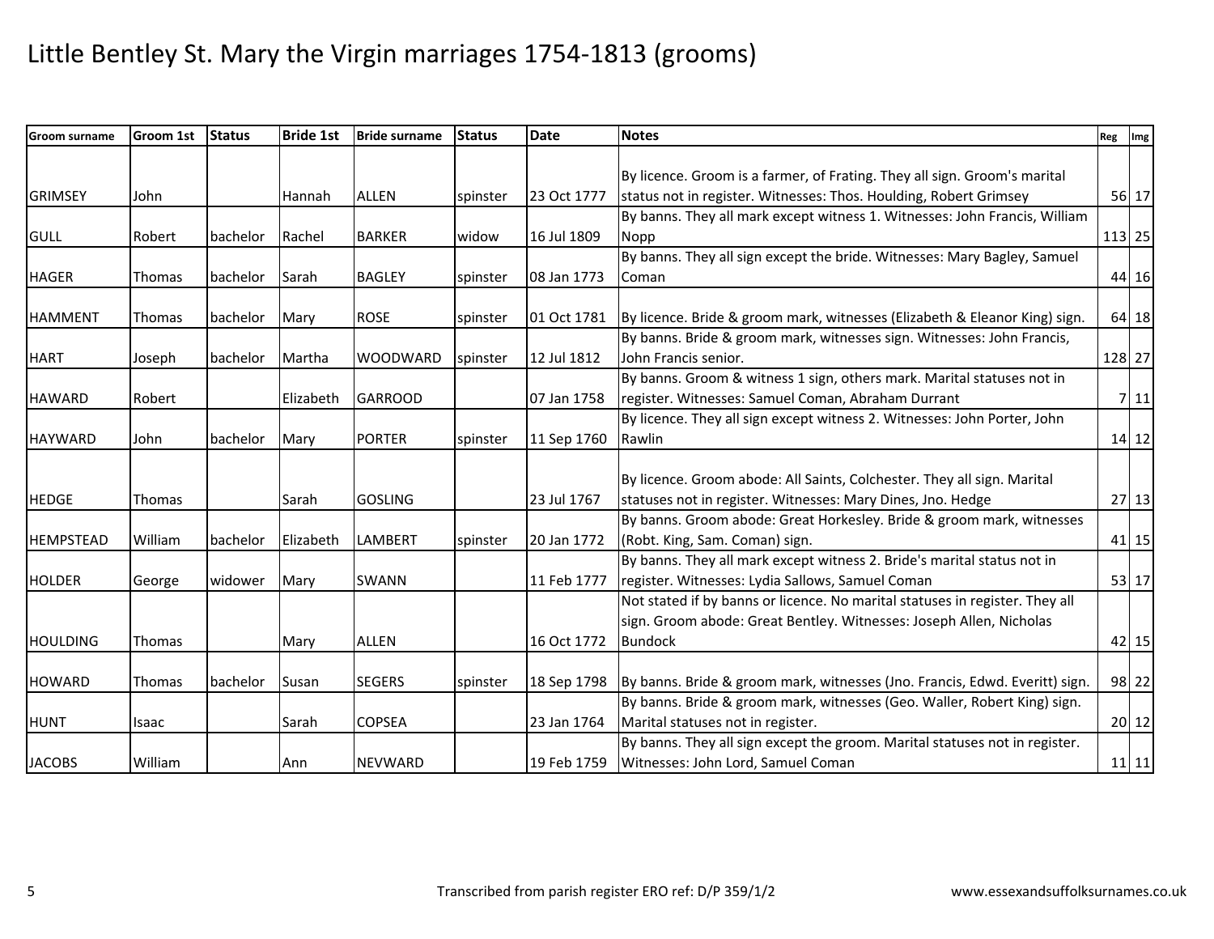# Little Bentley St. Mary the Virgin marriages 1754-1813 (grooms)

| Groom surname | Groom 1st | Status | Bride 1st | Bride surname | Status | Date | Notes | Reg | Img |
|---|---|---|---|---|---|---|---|---|---|
| GRIMSEY | John | | Hannah | ALLEN | spinster | 23 Oct 1777 | By licence. Groom is a farmer, of Frating. They all sign. Groom's marital status not in register. Witnesses: Thos. Houlding, Robert Grimsey | 56 | 17 |
| GULL | Robert | bachelor | Rachel | BARKER | widow | 16 Jul 1809 | By banns. They all mark except witness 1. Witnesses: John Francis, William Nopp | 113 | 25 |
| HAGER | Thomas | bachelor | Sarah | BAGLEY | spinster | 08 Jan 1773 | By banns. They all sign except the bride. Witnesses: Mary Bagley, Samuel Coman | 44 | 16 |
| HAMMENT | Thomas | bachelor | Mary | ROSE | spinster | 01 Oct 1781 | By licence. Bride & groom mark, witnesses (Elizabeth & Eleanor King) sign. | 64 | 18 |
| HART | Joseph | bachelor | Martha | WOODWARD | spinster | 12 Jul 1812 | By banns. Bride & groom mark, witnesses sign. Witnesses: John Francis, John Francis senior. | 128 | 27 |
| HAWARD | Robert | | Elizabeth | GARROOD | | 07 Jan 1758 | By banns. Groom & witness 1 sign, others mark. Marital statuses not in register. Witnesses: Samuel Coman, Abraham Durrant | 7 | 11 |
| HAYWARD | John | bachelor | Mary | PORTER | spinster | 11 Sep 1760 | By licence. They all sign except witness 2. Witnesses: John Porter, John Rawlin | 14 | 12 |
| HEDGE | Thomas | | Sarah | GOSLING | | 23 Jul 1767 | By licence. Groom abode: All Saints, Colchester. They all sign. Marital statuses not in register. Witnesses: Mary Dines, Jno. Hedge | 27 | 13 |
| HEMPSTEAD | William | bachelor | Elizabeth | LAMBERT | spinster | 20 Jan 1772 | By banns. Groom abode: Great Horkesley. Bride & groom mark, witnesses (Robt. King, Sam. Coman) sign. | 41 | 15 |
| HOLDER | George | widower | Mary | SWANN | | 11 Feb 1777 | By banns. They all mark except witness 2. Bride's marital status not in register. Witnesses: Lydia Sallows, Samuel Coman | 53 | 17 |
| HOULDING | Thomas | | Mary | ALLEN | | 16 Oct 1772 | Not stated if by banns or licence. No marital statuses in register. They all sign. Groom abode: Great Bentley. Witnesses: Joseph Allen, Nicholas Bundock | 42 | 15 |
| HOWARD | Thomas | bachelor | Susan | SEGERS | spinster | 18 Sep 1798 | By banns. Bride & groom mark, witnesses (Jno. Francis, Edwd. Everitt) sign. | 98 | 22 |
| HUNT | Isaac | | Sarah | COPSEA | | 23 Jan 1764 | By banns. Bride & groom mark, witnesses (Geo. Waller, Robert King) sign. Marital statuses not in register. | 20 | 12 |
| JACOBS | William | | Ann | NEVWARD | | 19 Feb 1759 | By banns. They all sign except the groom. Marital statuses not in register. Witnesses: John Lord, Samuel Coman | 11 | 11 |

Transcribed from parish register ERO ref: D/P 359/1/2

www.essexandsuffolksurnames.co.uk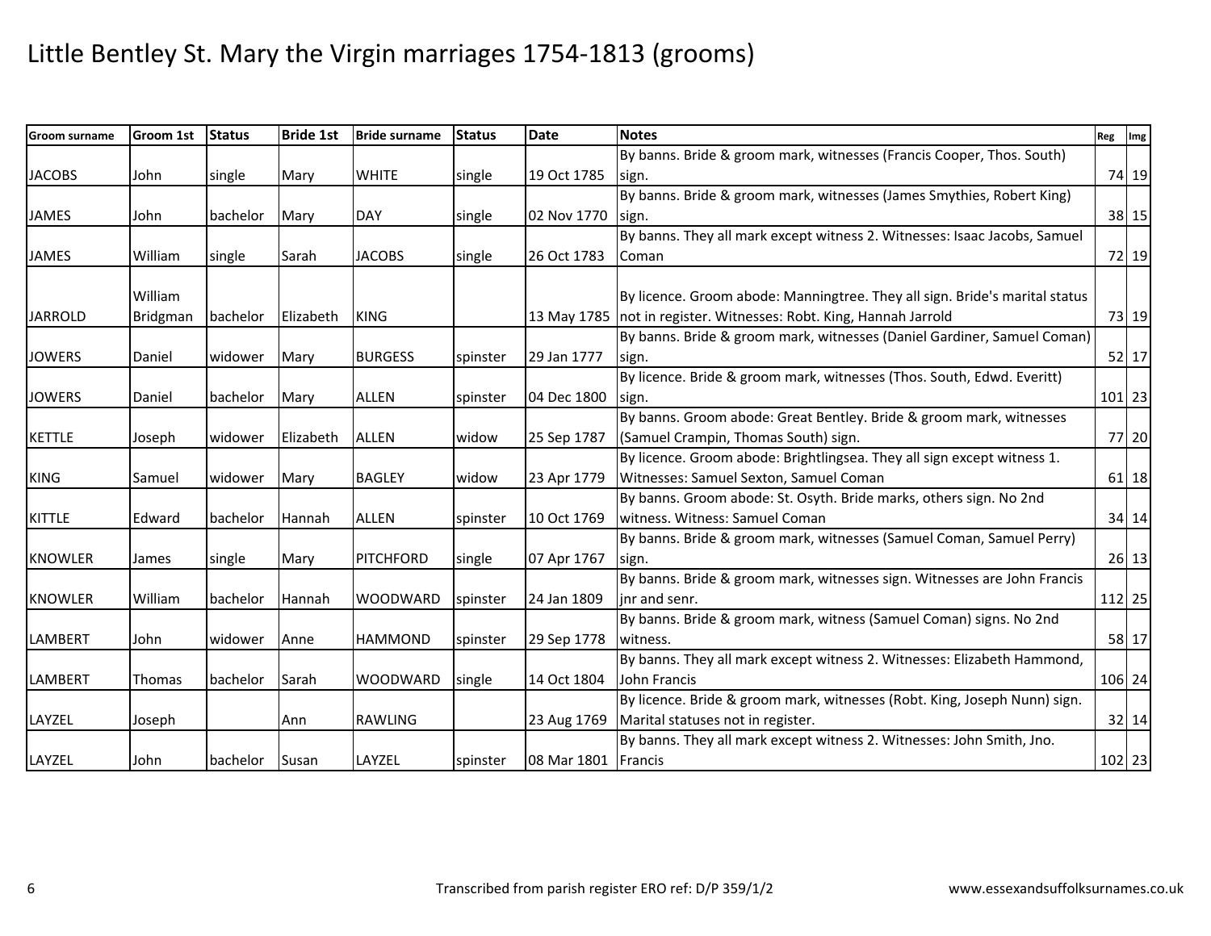# Little Bentley St. Mary the Virgin marriages 1754-1813 (grooms)

| Groom surname | Groom 1st | Status | Bride 1st | Bride surname | Status | Date | Notes | Reg | Img |
|---|---|---|---|---|---|---|---|---|---|
| JACOBS | John | single | Mary | WHITE | single | 19 Oct 1785 | By banns. Bride & groom mark, witnesses (Francis Cooper, Thos. South) sign. | 74 | 19 |
| JAMES | John | bachelor | Mary | DAY | single | 02 Nov 1770 | By banns. Bride & groom mark, witnesses (James Smythies, Robert King) sign. | 38 | 15 |
| JAMES | William | single | Sarah | JACOBS | single | 26 Oct 1783 | By banns. They all mark except witness 2. Witnesses: Isaac Jacobs, Samuel Coman | 72 | 19 |
| JARROLD | William Bridgman | bachelor | Elizabeth | KING | | 13 May 1785 | By licence. Groom abode: Manningtree. They all sign. Bride's marital status not in register. Witnesses: Robt. King, Hannah Jarrold | 73 | 19 |
| JOWERS | Daniel | widower | Mary | BURGESS | spinster | 29 Jan 1777 | By banns. Bride & groom mark, witnesses (Daniel Gardiner, Samuel Coman) sign. | 52 | 17 |
| JOWERS | Daniel | bachelor | Mary | ALLEN | spinster | 04 Dec 1800 | By licence. Bride & groom mark, witnesses (Thos. South, Edwd. Everitt) sign. | 101 | 23 |
| KETTLE | Joseph | widower | Elizabeth | ALLEN | widow | 25 Sep 1787 | By banns. Groom abode: Great Bentley. Bride & groom mark, witnesses (Samuel Crampin, Thomas South) sign. | 77 | 20 |
| KING | Samuel | widower | Mary | BAGLEY | widow | 23 Apr 1779 | By licence. Groom abode: Brightlingsea. They all sign except witness 1. Witnesses: Samuel Sexton, Samuel Coman | 61 | 18 |
| KITTLE | Edward | bachelor | Hannah | ALLEN | spinster | 10 Oct 1769 | By banns. Groom abode: St. Osyth. Bride marks, others sign. No 2nd witness. Witness: Samuel Coman | 34 | 14 |
| KNOWLER | James | single | Mary | PITCHFORD | single | 07 Apr 1767 | By banns. Bride & groom mark, witnesses (Samuel Coman, Samuel Perry) sign. | 26 | 13 |
| KNOWLER | William | bachelor | Hannah | WOODWARD | spinster | 24 Jan 1809 | By banns. Bride & groom mark, witnesses sign. Witnesses are John Francis jnr and senr. | 112 | 25 |
| LAMBERT | John | widower | Anne | HAMMOND | spinster | 29 Sep 1778 | By banns. Bride & groom mark, witness (Samuel Coman) signs. No 2nd witness. | 58 | 17 |
| LAMBERT | Thomas | bachelor | Sarah | WOODWARD | single | 14 Oct 1804 | By banns. They all mark except witness 2. Witnesses: Elizabeth Hammond, John Francis | 106 | 24 |
| LAYZEL | Joseph | | Ann | RAWLING | | 23 Aug 1769 | By licence. Bride & groom mark, witnesses (Robt. King, Joseph Nunn) sign. Marital statuses not in register. | 32 | 14 |
| LAYZEL | John | bachelor | Susan | LAYZEL | spinster | 08 Mar 1801 | By banns. They all mark except witness 2. Witnesses: John Smith, Jno. Francis | 102 | 23 |

Transcribed from parish register ERO ref: D/P 359/1/2

www.essexandsuffolksurnames.co.uk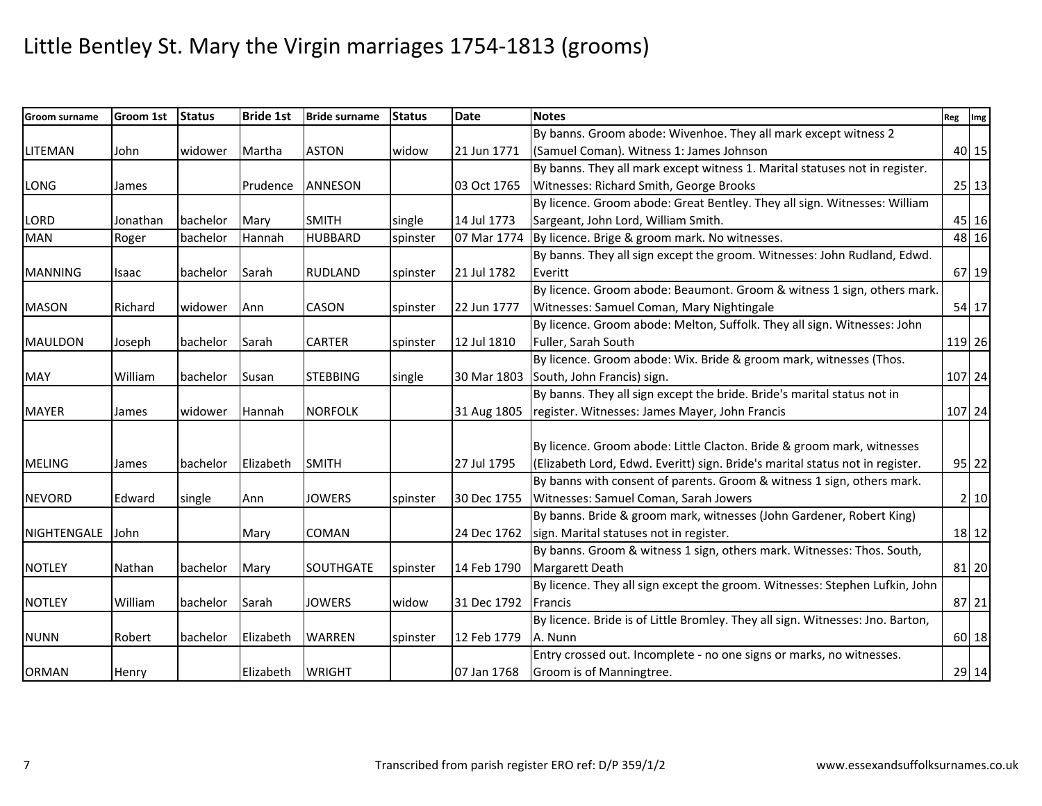# Little Bentley St. Mary the Virgin marriages 1754-1813 (grooms)

| Groom surname | Groom 1st | Status | Bride 1st | Bride surname | Status | Date | Notes | Reg | Img |
|---|---|---|---|---|---|---|---|---|---|
| LITEMAN | John | widower | Martha | ASTON | widow | 21 Jun 1771 | By banns. Groom abode: Wivenhoe. They all mark except witness 2 (Samuel Coman). Witness 1: James Johnson | 40 | 15 |
| LONG | James | | Prudence | ANNESON | | 03 Oct 1765 | By banns. They all mark except witness 1. Marital statuses not in register. Witnesses: Richard Smith, George Brooks | 25 | 13 |
| LORD | Jonathan | bachelor | Mary | SMITH | single | 14 Jul 1773 | By licence. Groom abode: Great Bentley. They all sign. Witnesses: William Sargeant, John Lord, William Smith. | 45 | 16 |
| MAN | Roger | bachelor | Hannah | HUBBARD | spinster | 07 Mar 1774 | By licence. Brige & groom mark. No witnesses. | 48 | 16 |
| MANNING | Isaac | bachelor | Sarah | RUDLAND | spinster | 21 Jul 1782 | By banns. They all sign except the groom. Witnesses: John Rudland, Edwd. Everitt | 67 | 19 |
| MASON | Richard | widower | Ann | CASON | spinster | 22 Jun 1777 | By licence. Groom abode: Beaumont. Groom & witness 1 sign, others mark. Witnesses: Samuel Coman, Mary Nightingale | 54 | 17 |
| MAULDON | Joseph | bachelor | Sarah | CARTER | spinster | 12 Jul 1810 | By licence. Groom abode: Melton, Suffolk. They all sign. Witnesses: John Fuller, Sarah South | 119 | 26 |
| MAY | William | bachelor | Susan | STEBBING | single | 30 Mar 1803 | By licence. Groom abode: Wix. Bride & groom mark, witnesses (Thos. South, John Francis) sign. | 107 | 24 |
| MAYER | James | widower | Hannah | NORFOLK | | 31 Aug 1805 | By banns. They all sign except the bride. Bride's marital status not in register. Witnesses: James Mayer, John Francis | 107 | 24 |
| MELING | James | bachelor | Elizabeth | SMITH | | 27 Jul 1795 | By licence. Groom abode: Little Clacton. Bride & groom mark, witnesses (Elizabeth Lord, Edwd. Everitt) sign. Bride's marital status not in register. | 95 | 22 |
| NEVORD | Edward | single | Ann | JOWERS | spinster | 30 Dec 1755 | By banns with consent of parents. Groom & witness 1 sign, others mark. Witnesses: Samuel Coman, Sarah Jowers | 2 | 10 |
| NIGHTENGALE | John | | Mary | COMAN | | 24 Dec 1762 | By banns. Bride & groom mark, witnesses (John Gardener, Robert King) sign. Marital statuses not in register. | 18 | 12 |
| NOTLEY | Nathan | bachelor | Mary | SOUTHGATE | spinster | 14 Feb 1790 | By banns. Groom & witness 1 sign, others mark. Witnesses: Thos. South, Margarett Death | 81 | 20 |
| NOTLEY | William | bachelor | Sarah | JOWERS | widow | 31 Dec 1792 | By licence. They all sign except the groom. Witnesses: Stephen Lufkin, John Francis | 87 | 21 |
| NUNN | Robert | bachelor | Elizabeth | WARREN | spinster | 12 Feb 1779 | By licence. Bride is of Little Bromley. They all sign. Witnesses: Jno. Barton, A. Nunn | 60 | 18 |
| ORMAN | Henry | | Elizabeth | WRIGHT | | 07 Jan 1768 | Entry crossed out. Incomplete - no one signs or marks, no witnesses. Groom is of Manningtree. | 29 | 14 |

Transcribed from parish register ERO ref: D/P 359/1/2

www.essexandsuffolksurnames.co.uk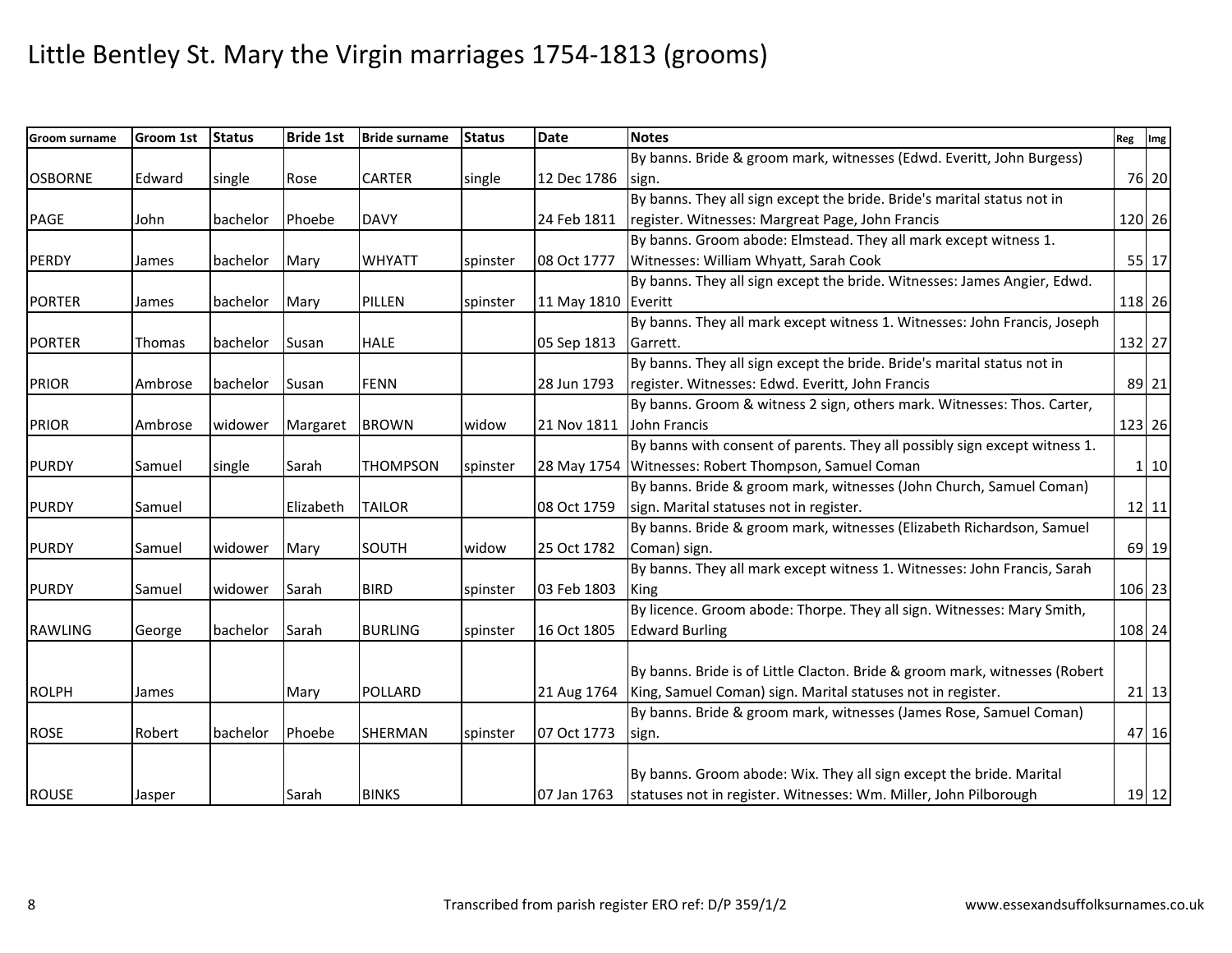# Little Bentley St. Mary the Virgin marriages 1754-1813 (grooms)

| Groom surname | Groom 1st | Status | Bride 1st | Bride surname | Status | Date | Notes | Reg | Img |
|---|---|---|---|---|---|---|---|---|---|
| OSBORNE | Edward | single | Rose | CARTER | single | 12 Dec 1786 | By banns. Bride & groom mark, witnesses (Edwd. Everitt, John Burgess) sign. | 76 | 20 |
| PAGE | John | bachelor | Phoebe | DAVY | | 24 Feb 1811 | By banns. They all sign except the bride. Bride's marital status not in register. Witnesses: Margreat Page, John Francis | 120 | 26 |
| PERDY | James | bachelor | Mary | WHYATT | spinster | 08 Oct 1777 | By banns. Groom abode: Elmstead. They all mark except witness 1. Witnesses: William Whyatt, Sarah Cook | 55 | 17 |
| PORTER | James | bachelor | Mary | PILLEN | spinster | 11 May 1810 | By banns. They all sign except the bride. Witnesses: James Angier, Edwd. Everitt | 118 | 26 |
| PORTER | Thomas | bachelor | Susan | HALE | | 05 Sep 1813 | By banns. They all mark except witness 1. Witnesses: John Francis, Joseph Garrett. | 132 | 27 |
| PRIOR | Ambrose | bachelor | Susan | FENN | | 28 Jun 1793 | By banns. They all sign except the bride. Bride's marital status not in register. Witnesses: Edwd. Everitt, John Francis | 89 | 21 |
| PRIOR | Ambrose | widower | Margaret | BROWN | widow | 21 Nov 1811 | By banns. Groom & witness 2 sign, others mark. Witnesses: Thos. Carter, John Francis | 123 | 26 |
| PURDY | Samuel | single | Sarah | THOMPSON | spinster | 28 May 1754 | By banns with consent of parents. They all possibly sign except witness 1. Witnesses: Robert Thompson, Samuel Coman | 1 | 10 |
| PURDY | Samuel | | Elizabeth | TAILOR | | 08 Oct 1759 | By banns. Bride & groom mark, witnesses (John Church, Samuel Coman) sign. Marital statuses not in register. | 12 | 11 |
| PURDY | Samuel | widower | Mary | SOUTH | widow | 25 Oct 1782 | By banns. Bride & groom mark, witnesses (Elizabeth Richardson, Samuel Coman) sign. | 69 | 19 |
| PURDY | Samuel | widower | Sarah | BIRD | spinster | 03 Feb 1803 | By banns. They all mark except witness 1. Witnesses: John Francis, Sarah King | 106 | 23 |
| RAWLING | George | bachelor | Sarah | BURLING | spinster | 16 Oct 1805 | By licence. Groom abode: Thorpe. They all sign. Witnesses: Mary Smith, Edward Burling | 108 | 24 |
| ROLPH | James | | Mary | POLLARD | | 21 Aug 1764 | By banns. Bride is of Little Clacton. Bride & groom mark, witnesses (Robert King, Samuel Coman) sign. Marital statuses not in register. | 21 | 13 |
| ROSE | Robert | bachelor | Phoebe | SHERMAN | spinster | 07 Oct 1773 | By banns. Bride & groom mark, witnesses (James Rose, Samuel Coman) sign. | 47 | 16 |
| ROUSE | Jasper | | Sarah | BINKS | | 07 Jan 1763 | By banns. Groom abode: Wix. They all sign except the bride. Marital statuses not in register. Witnesses: Wm. Miller, John Pilborough | 19 | 12 |

Transcribed from parish register ERO ref: D/P 359/1/2

www.essexandsuffolksurnames.co.uk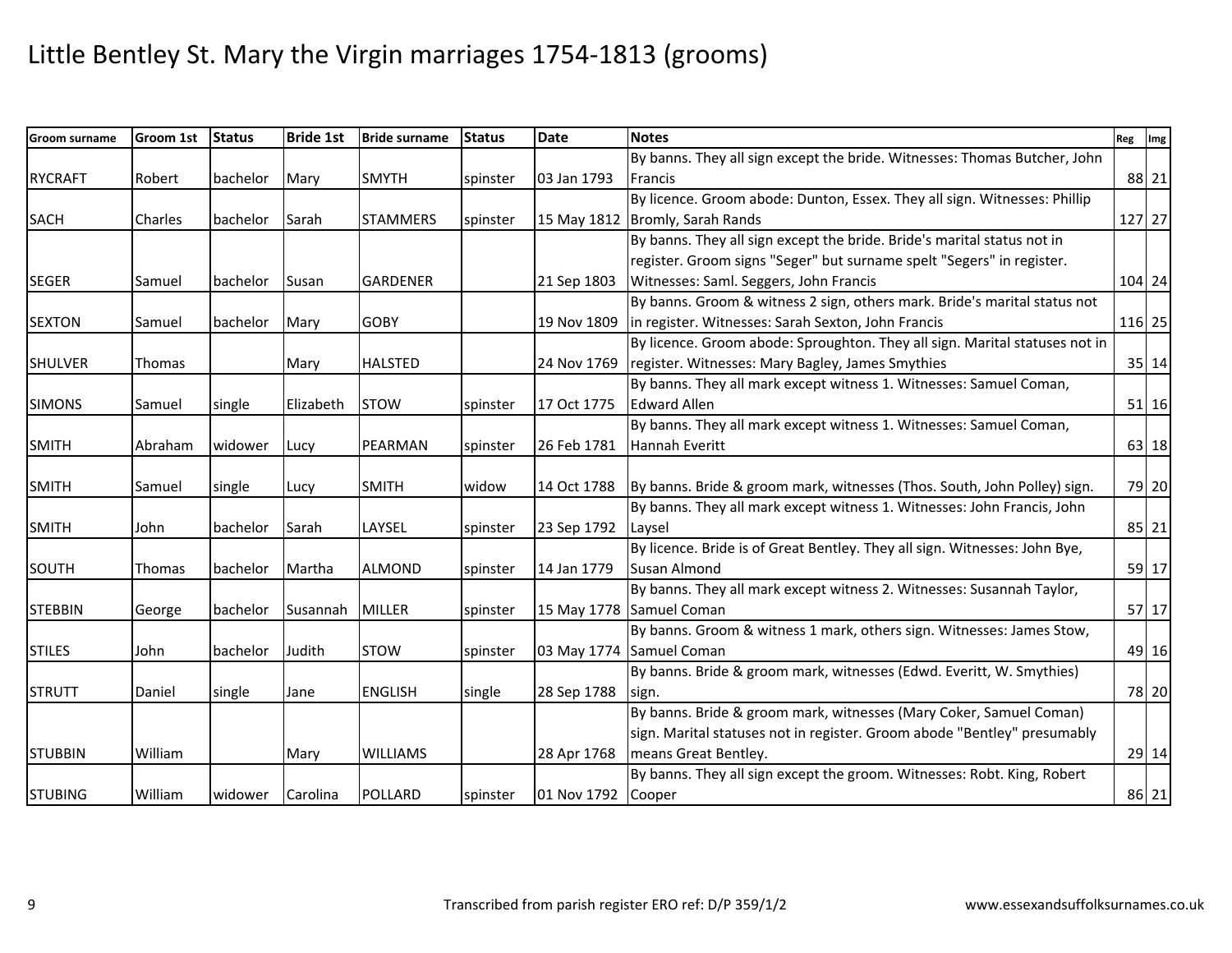# Little Bentley St. Mary the Virgin marriages 1754-1813 (grooms)

| Groom surname | Groom 1st | Status | Bride 1st | Bride surname | Status | Date | Notes | Reg | Img |
|---|---|---|---|---|---|---|---|---|---|
| RYCRAFT | Robert | bachelor | Mary | SMYTH | spinster | 03 Jan 1793 | By banns. They all sign except the bride. Witnesses: Thomas Butcher, John Francis | 88 | 21 |
| SACH | Charles | bachelor | Sarah | STAMMERS | spinster | 15 May 1812 | By licence. Groom abode: Dunton, Essex. They all sign. Witnesses: Phillip Bromly, Sarah Rands | 127 | 27 |
| SEGER | Samuel | bachelor | Susan | GARDENER | | 21 Sep 1803 | By banns. They all sign except the bride. Bride's marital status not in register. Groom signs "Seger" but surname spelt "Segers" in register. Witnesses: Saml. Seggers, John Francis | 104 | 24 |
| SEXTON | Samuel | bachelor | Mary | GOBY | | 19 Nov 1809 | By banns. Groom & witness 2 sign, others mark. Bride's marital status not in register. Witnesses: Sarah Sexton, John Francis | 116 | 25 |
| SHULVER | Thomas | | Mary | HALSTED | | 24 Nov 1769 | By licence. Groom abode: Sproughton. They all sign. Marital statuses not in register. Witnesses: Mary Bagley, James Smythies | 35 | 14 |
| SIMONS | Samuel | single | Elizabeth | STOW | spinster | 17 Oct 1775 | By banns. They all mark except witness 1. Witnesses: Samuel Coman, Edward Allen | 51 | 16 |
| SMITH | Abraham | widower | Lucy | PEARMAN | spinster | 26 Feb 1781 | By banns. They all mark except witness 1. Witnesses: Samuel Coman, Hannah Everitt | 63 | 18 |
| SMITH | Samuel | single | Lucy | SMITH | widow | 14 Oct 1788 | By banns. Bride & groom mark, witnesses (Thos. South, John Polley) sign. | 79 | 20 |
| SMITH | John | bachelor | Sarah | LAYSEL | spinster | 23 Sep 1792 | By banns. They all mark except witness 1. Witnesses: John Francis, John Laysel | 85 | 21 |
| SOUTH | Thomas | bachelor | Martha | ALMOND | spinster | 14 Jan 1779 | By licence. Bride is of Great Bentley. They all sign. Witnesses: John Bye, Susan Almond | 59 | 17 |
| STEBBIN | George | bachelor | Susannah | MILLER | spinster | 15 May 1778 | By banns. They all mark except witness 2. Witnesses: Susannah Taylor, Samuel Coman | 57 | 17 |
| STILES | John | bachelor | Judith | STOW | spinster | 03 May 1774 | By banns. Groom & witness 1 mark, others sign. Witnesses: James Stow, Samuel Coman | 49 | 16 |
| STRUTT | Daniel | single | Jane | ENGLISH | single | 28 Sep 1788 | By banns. Bride & groom mark, witnesses (Edwd. Everitt, W. Smythies) sign. | 78 | 20 |
| STUBBIN | William | | Mary | WILLIAMS | | 28 Apr 1768 | By banns. Bride & groom mark, witnesses (Mary Coker, Samuel Coman) sign. Marital statuses not in register. Groom abode "Bentley" presumably means Great Bentley. | 29 | 14 |
| STUBING | William | widower | Carolina | POLLARD | spinster | 01 Nov 1792 | By banns. They all sign except the groom. Witnesses: Robt. King, Robert Cooper | 86 | 21 |

Transcribed from parish register ERO ref: D/P 359/1/2

www.essexandsuffolksurnames.co.uk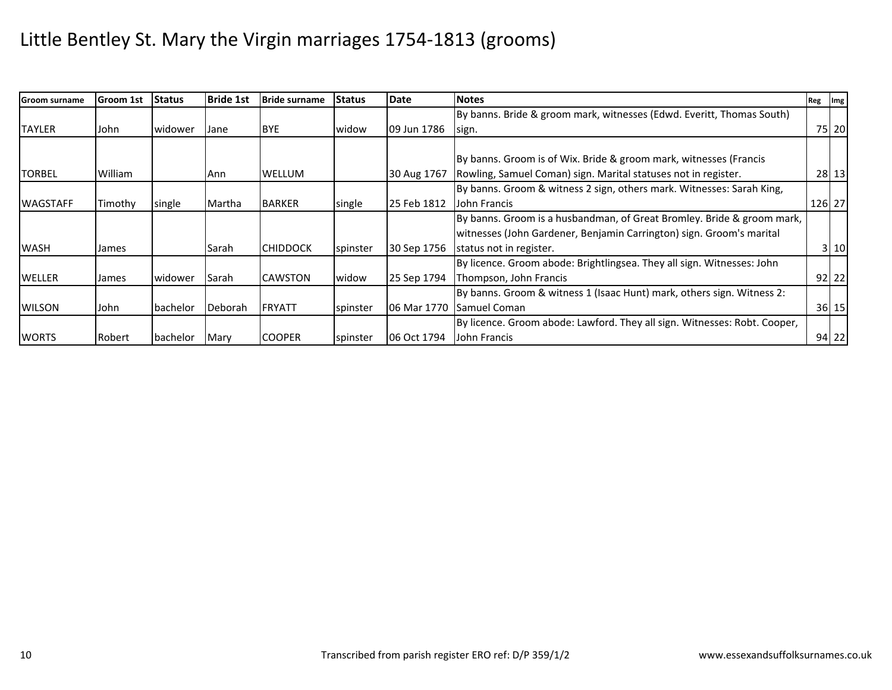# Little Bentley St. Mary the Virgin marriages 1754-1813 (grooms)

| Groom surname | Groom 1st | Status | Bride 1st | Bride surname | Status | Date | Notes | Reg | Img |
|---|---|---|---|---|---|---|---|---|---|
| TAYLER | John | widower | Jane | BYE | widow | 09 Jun 1786 | By banns. Bride & groom mark, witnesses (Edwd. Everitt, Thomas South) sign. | 75 | 20 |
| TORBEL | William | | Ann | WELLUM | | 30 Aug 1767 | By banns. Groom is of Wix. Bride & groom mark, witnesses (Francis Rowling, Samuel Coman) sign. Marital statuses not in register. | 28 | 13 |
| WAGSTAFF | Timothy | single | Martha | BARKER | single | 25 Feb 1812 | By banns. Groom & witness 2 sign, others mark. Witnesses: Sarah King, John Francis | 126 | 27 |
| WASH | James | | Sarah | CHIDDOCK | spinster | 30 Sep 1756 | By banns. Groom is a husbandman, of Great Bromley. Bride & groom mark, witnesses (John Gardener, Benjamin Carrington) sign. Groom's marital status not in register. | 3 | 10 |
| WELLER | James | widower | Sarah | CAWSTON | widow | 25 Sep 1794 | By licence. Groom abode: Brightlingsea. They all sign. Witnesses: John Thompson, John Francis | 92 | 22 |
| WILSON | John | bachelor | Deborah | FRYATT | spinster | 06 Mar 1770 | By banns. Groom & witness 1 (Isaac Hunt) mark, others sign. Witness 2: Samuel Coman | 36 | 15 |
| WORTS | Robert | bachelor | Mary | COOPER | spinster | 06 Oct 1794 | By licence. Groom abode: Lawford. They all sign. Witnesses: Robt. Cooper, John Francis | 94 | 22 |

Transcribed from parish register ERO ref: D/P 359/1/2

www.essexandsuffolksurnames.co.uk